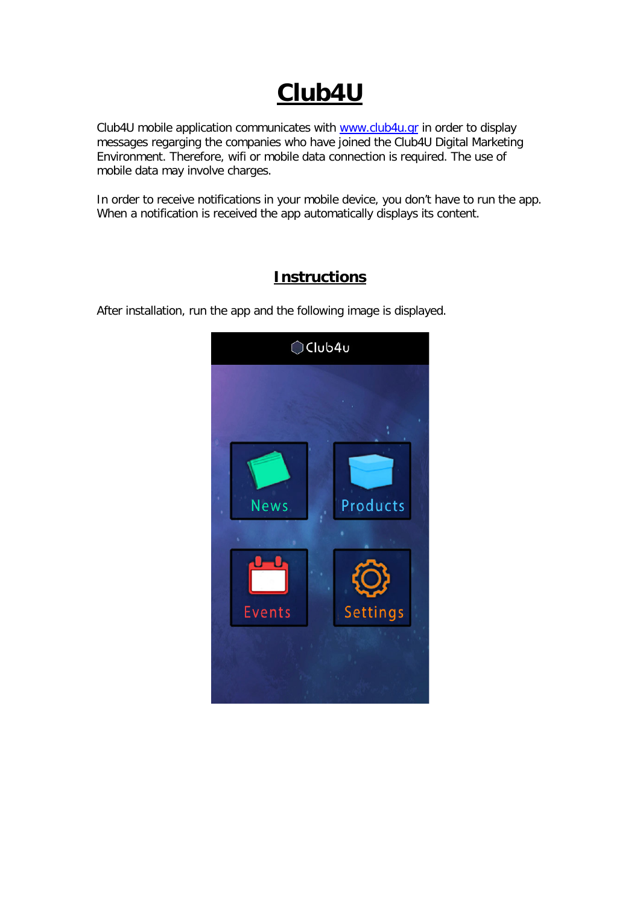# Club4U

Club4U mobile application communicates with [www.club4u.gr](http://www.club4u.gr) in order to display messages regarging the companies who have joined the Club4U Digital Marketing Environment. Therefore, wifi or mobile data connection is required. The use of mobile data may involve charges.

In order to receive notifications in your mobile device, you don't have to run the app. When a notification is received the app automatically displays its content.

## Instructions

After installation, run the app and the following image is displayed.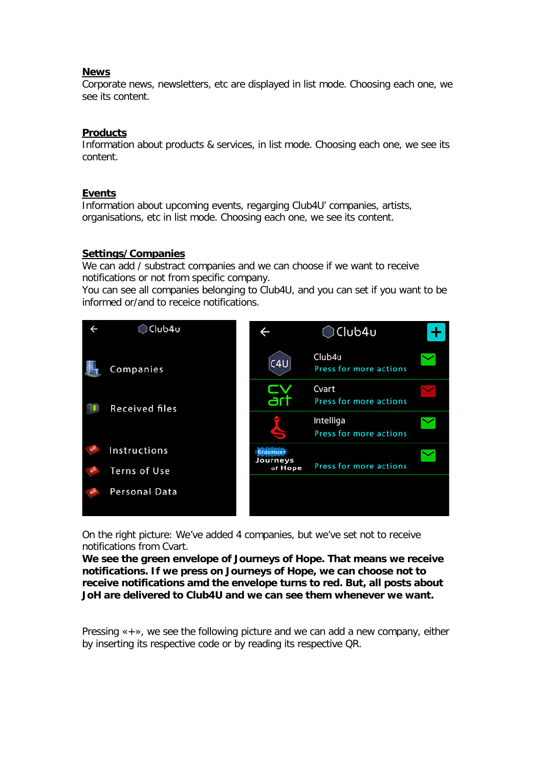**News**
Corporate news, newsletters, etc are displayed in list mode. Choosing each one, we see its content.

**Products**
Information about products & services, in list mode. Choosing each one, we see its content.

**Events**
Information about upcoming events, regarging Club4U' companies, artists, organisations, etc in list mode. Choosing each one, we see its content.

**Settings/Companies**
We can add / substract companies and we can choose if we want to receive notifications or not from specific company.
You can see all companies belonging to Club4U, and you can set if you want to be informed or/and to receice notifications.

On the right picture: We've added 4 companies, but we've set not to receive notifications from Cvart.
**We see the green envelope of Journeys of Hope. That means we receive notifications. If we press on Journeys of Hope, we can choose not to receive notifications amd the envelope turns to red. But, all posts about JoH are delivered to Club4U and we can see them whenever we want.**

Pressing «+», we see the following picture and we can add a new company, either by inserting its respective code or by reading its respective QR.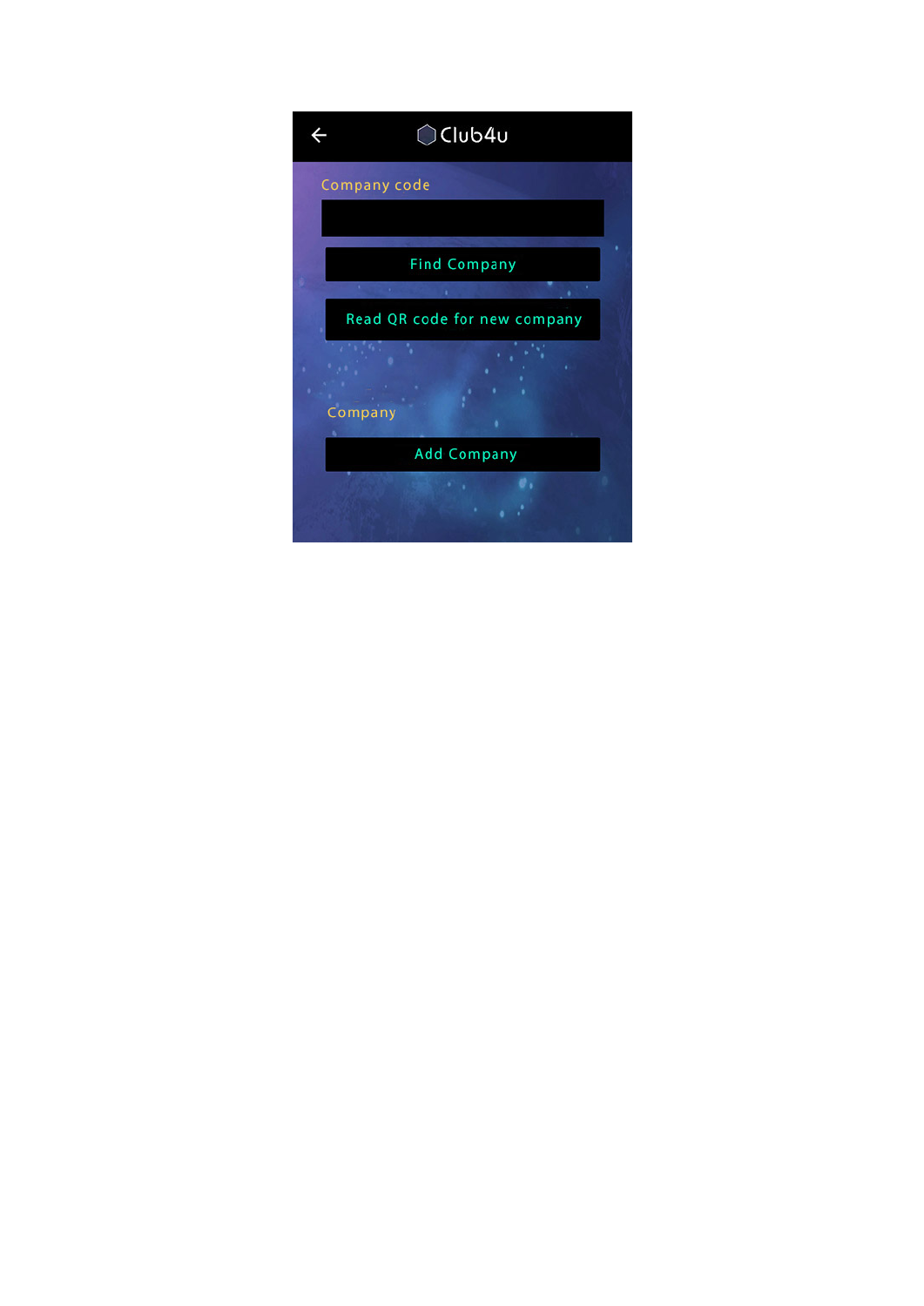Club4u

Company code

Find Company

Read QR code for new company

Company

Add Company